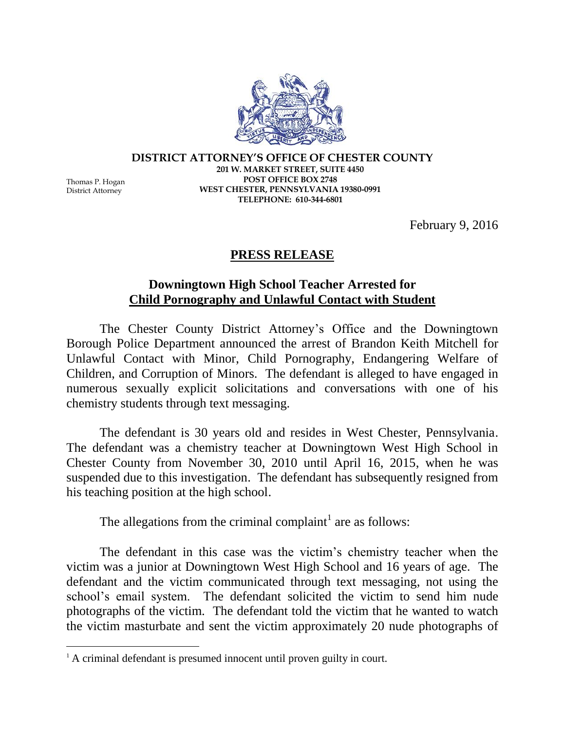**DISTRICT ATTORNEY'S OFFICE OF CHESTER COUNTY**
**201 W. MARKET STREET, SUITE 4450**
**POST OFFICE BOX 2748**
**WEST CHESTER, PENNSYLVANIA 19380-0991**
**TELEPHONE: 610-344-6801**

Thomas P. Hogan
District Attorney

February 9, 2016

## PRESS RELEASE

### Downingtown High School Teacher Arrested for Child Pornography and Unlawful Contact with Student

The Chester County District Attorney's Office and the Downingtown Borough Police Department announced the arrest of Brandon Keith Mitchell for Unlawful Contact with Minor, Child Pornography, Endangering Welfare of Children, and Corruption of Minors. The defendant is alleged to have engaged in numerous sexually explicit solicitations and conversations with one of his chemistry students through text messaging.

The defendant is 30 years old and resides in West Chester, Pennsylvania. The defendant was a chemistry teacher at Downingtown West High School in Chester County from November 30, 2010 until April 16, 2015, when he was suspended due to this investigation. The defendant has subsequently resigned from his teaching position at the high school.

The allegations from the criminal complaint[1] are as follows:

The defendant in this case was the victim's chemistry teacher when the victim was a junior at Downingtown West High School and 16 years of age. The defendant and the victim communicated through text messaging, not using the school's email system. The defendant solicited the victim to send him nude photographs of the victim. The defendant told the victim that he wanted to watch the victim masturbate and sent the victim approximately 20 nude photographs of

[1] A criminal defendant is presumed innocent until proven guilty in court.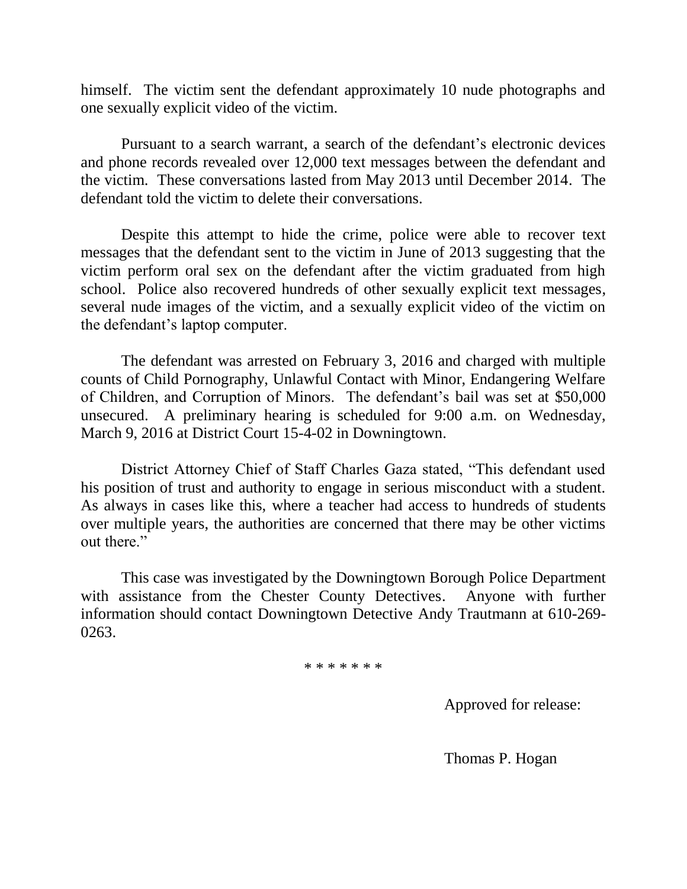himself. The victim sent the defendant approximately 10 nude photographs and one sexually explicit video of the victim.

Pursuant to a search warrant, a search of the defendant's electronic devices and phone records revealed over 12,000 text messages between the defendant and the victim. These conversations lasted from May 2013 until December 2014. The defendant told the victim to delete their conversations.

Despite this attempt to hide the crime, police were able to recover text messages that the defendant sent to the victim in June of 2013 suggesting that the victim perform oral sex on the defendant after the victim graduated from high school. Police also recovered hundreds of other sexually explicit text messages, several nude images of the victim, and a sexually explicit video of the victim on the defendant's laptop computer.

The defendant was arrested on February 3, 2016 and charged with multiple counts of Child Pornography, Unlawful Contact with Minor, Endangering Welfare of Children, and Corruption of Minors. The defendant's bail was set at $50,000 unsecured. A preliminary hearing is scheduled for 9:00 a.m. on Wednesday, March 9, 2016 at District Court 15-4-02 in Downingtown.

District Attorney Chief of Staff Charles Gaza stated, "This defendant used his position of trust and authority to engage in serious misconduct with a student. As always in cases like this, where a teacher had access to hundreds of students over multiple years, the authorities are concerned that there may be other victims out there."

This case was investigated by the Downingtown Borough Police Department with assistance from the Chester County Detectives. Anyone with further information should contact Downingtown Detective Andy Trautmann at 610-269-0263.

* * * * * * *

Approved for release:

Thomas P. Hogan